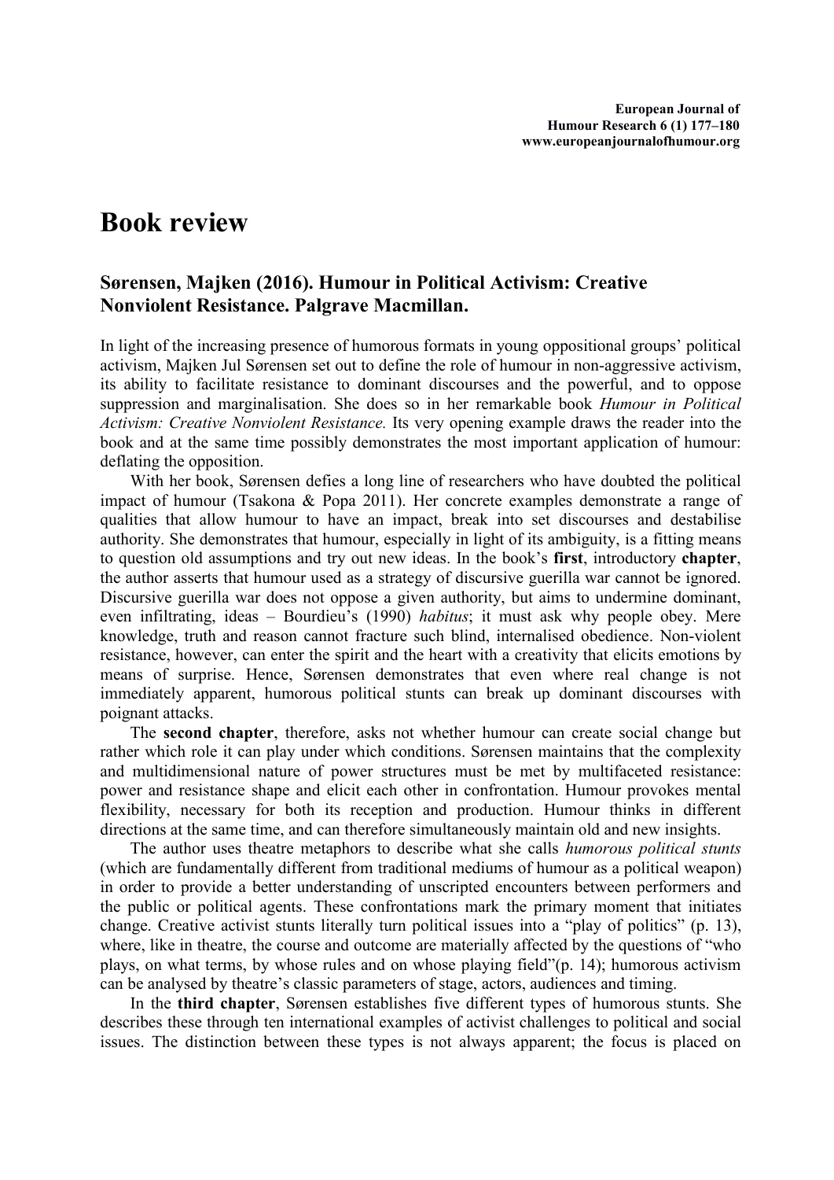# Book review

## Sørensen, Majken (2016). Humour in Political Activism: Creative Nonviolent Resistance. Palgrave Macmillan.

In light of the increasing presence of humorous formats in young oppositional groups' political activism, Majken Jul Sørensen set out to define the role of humour in non-aggressive activism, its ability to facilitate resistance to dominant discourses and the powerful, and to oppose suppression and marginalisation. She does so in her remarkable book *Humour in Political Activism: Creative Nonviolent Resistance.* Its very opening example draws the reader into the book and at the same time possibly demonstrates the most important application of humour: deflating the opposition.

With her book, Sørensen defies a long line of researchers who have doubted the political impact of humour (Tsakona & Popa 2011). Her concrete examples demonstrate a range of qualities that allow humour to have an impact, break into set discourses and destabilise authority. She demonstrates that humour, especially in light of its ambiguity, is a fitting means to question old assumptions and try out new ideas. In the book's **first**, introductory **chapter**, the author asserts that humour used as a strategy of discursive guerilla war cannot be ignored. Discursive guerilla war does not oppose a given authority, but aims to undermine dominant, even infiltrating, ideas – Bourdieu's (1990) *habitus*; it must ask why people obey. Mere knowledge, truth and reason cannot fracture such blind, internalised obedience. Non-violent resistance, however, can enter the spirit and the heart with a creativity that elicits emotions by means of surprise. Hence, Sørensen demonstrates that even where real change is not immediately apparent, humorous political stunts can break up dominant discourses with poignant attacks.

The **second chapter**, therefore, asks not whether humour can create social change but rather which role it can play under which conditions. Sørensen maintains that the complexity and multidimensional nature of power structures must be met by multifaceted resistance: power and resistance shape and elicit each other in confrontation. Humour provokes mental flexibility, necessary for both its reception and production. Humour thinks in different directions at the same time, and can therefore simultaneously maintain old and new insights.

The author uses theatre metaphors to describe what she calls *humorous political stunts* (which are fundamentally different from traditional mediums of humour as a political weapon) in order to provide a better understanding of unscripted encounters between performers and the public or political agents. These confrontations mark the primary moment that initiates change. Creative activist stunts literally turn political issues into a "play of politics" (p. 13), where, like in theatre, the course and outcome are materially affected by the questions of "who plays, on what terms, by whose rules and on whose playing field"(p. 14); humorous activism can be analysed by theatre's classic parameters of stage, actors, audiences and timing.

In the **third chapter**, Sørensen establishes five different types of humorous stunts. She describes these through ten international examples of activist challenges to political and social issues. The distinction between these types is not always apparent; the focus is placed on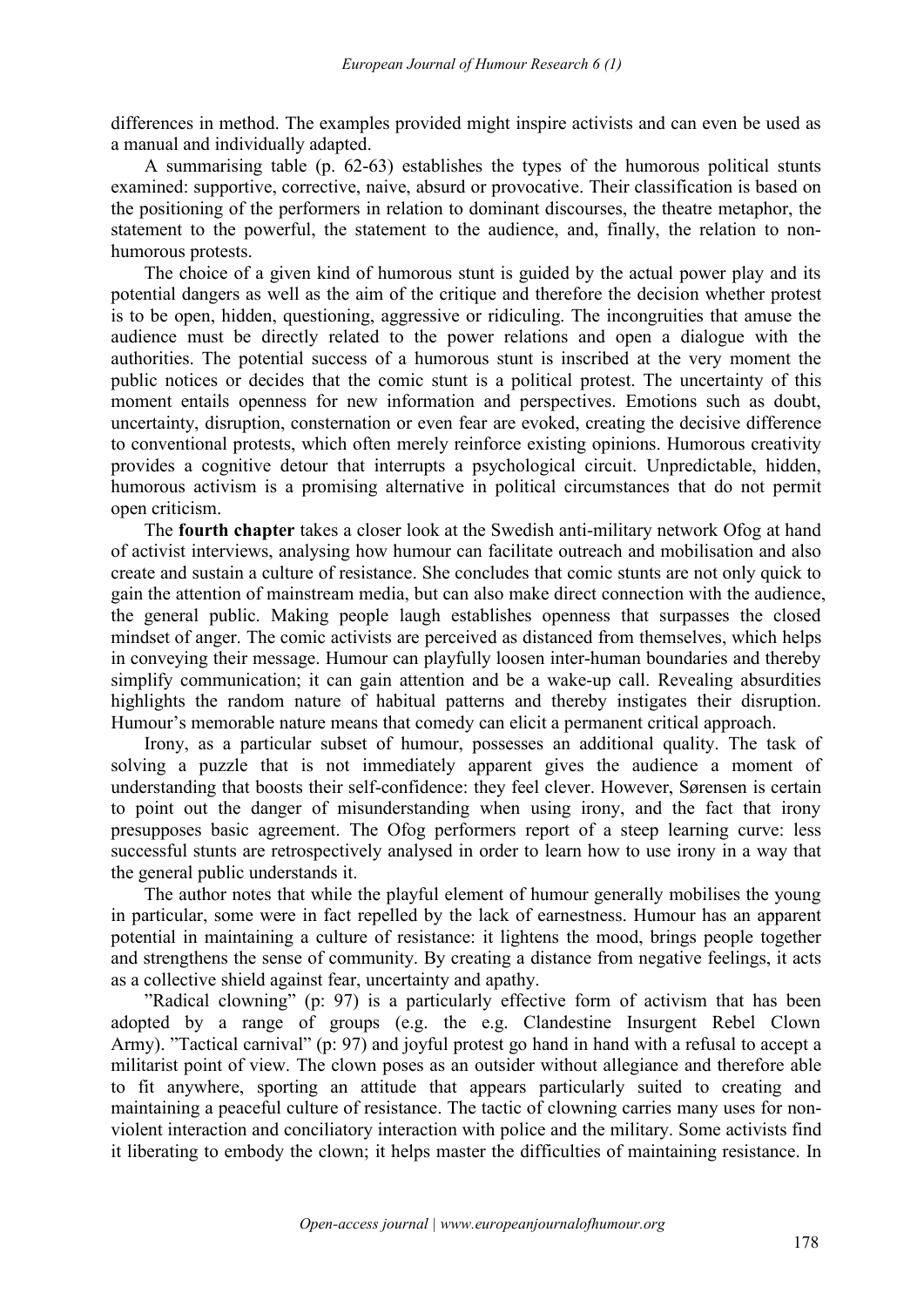differences in method. The examples provided might inspire activists and can even be used as a manual and individually adapted.

A summarising table (p. 62-63) establishes the types of the humorous political stunts examined: supportive, corrective, naive, absurd or provocative. Their classification is based on the positioning of the performers in relation to dominant discourses, the theatre metaphor, the statement to the powerful, the statement to the audience, and, finally, the relation to non-humorous protests.

The choice of a given kind of humorous stunt is guided by the actual power play and its potential dangers as well as the aim of the critique and therefore the decision whether protest is to be open, hidden, questioning, aggressive or ridiculing. The incongruities that amuse the audience must be directly related to the power relations and open a dialogue with the authorities. The potential success of a humorous stunt is inscribed at the very moment the public notices or decides that the comic stunt is a political protest. The uncertainty of this moment entails openness for new information and perspectives. Emotions such as doubt, uncertainty, disruption, consternation or even fear are evoked, creating the decisive difference to conventional protests, which often merely reinforce existing opinions. Humorous creativity provides a cognitive detour that interrupts a psychological circuit. Unpredictable, hidden, humorous activism is a promising alternative in political circumstances that do not permit open criticism.

The **fourth chapter** takes a closer look at the Swedish anti-military network Ofog at hand of activist interviews, analysing how humour can facilitate outreach and mobilisation and also create and sustain a culture of resistance. She concludes that comic stunts are not only quick to gain the attention of mainstream media, but can also make direct connection with the audience, the general public. Making people laugh establishes openness that surpasses the closed mindset of anger. The comic activists are perceived as distanced from themselves, which helps in conveying their message. Humour can playfully loosen inter-human boundaries and thereby simplify communication; it can gain attention and be a wake-up call. Revealing absurdities highlights the random nature of habitual patterns and thereby instigates their disruption. Humour's memorable nature means that comedy can elicit a permanent critical approach.

Irony, as a particular subset of humour, possesses an additional quality. The task of solving a puzzle that is not immediately apparent gives the audience a moment of understanding that boosts their self-confidence: they feel clever. However, Sørensen is certain to point out the danger of misunderstanding when using irony, and the fact that irony presupposes basic agreement. The Ofog performers report of a steep learning curve: less successful stunts are retrospectively analysed in order to learn how to use irony in a way that the general public understands it.

The author notes that while the playful element of humour generally mobilises the young in particular, some were in fact repelled by the lack of earnestness. Humour has an apparent potential in maintaining a culture of resistance: it lightens the mood, brings people together and strengthens the sense of community. By creating a distance from negative feelings, it acts as a collective shield against fear, uncertainty and apathy.

"Radical clowning" (p: 97) is a particularly effective form of activism that has been adopted by a range of groups (e.g. the e.g. Clandestine Insurgent Rebel Clown Army). "Tactical carnival" (p: 97) and joyful protest go hand in hand with a refusal to accept a militarist point of view. The clown poses as an outsider without allegiance and therefore able to fit anywhere, sporting an attitude that appears particularly suited to creating and maintaining a peaceful culture of resistance. The tactic of clowning carries many uses for non-violent interaction and conciliatory interaction with police and the military. Some activists find it liberating to embody the clown; it helps master the difficulties of maintaining resistance. In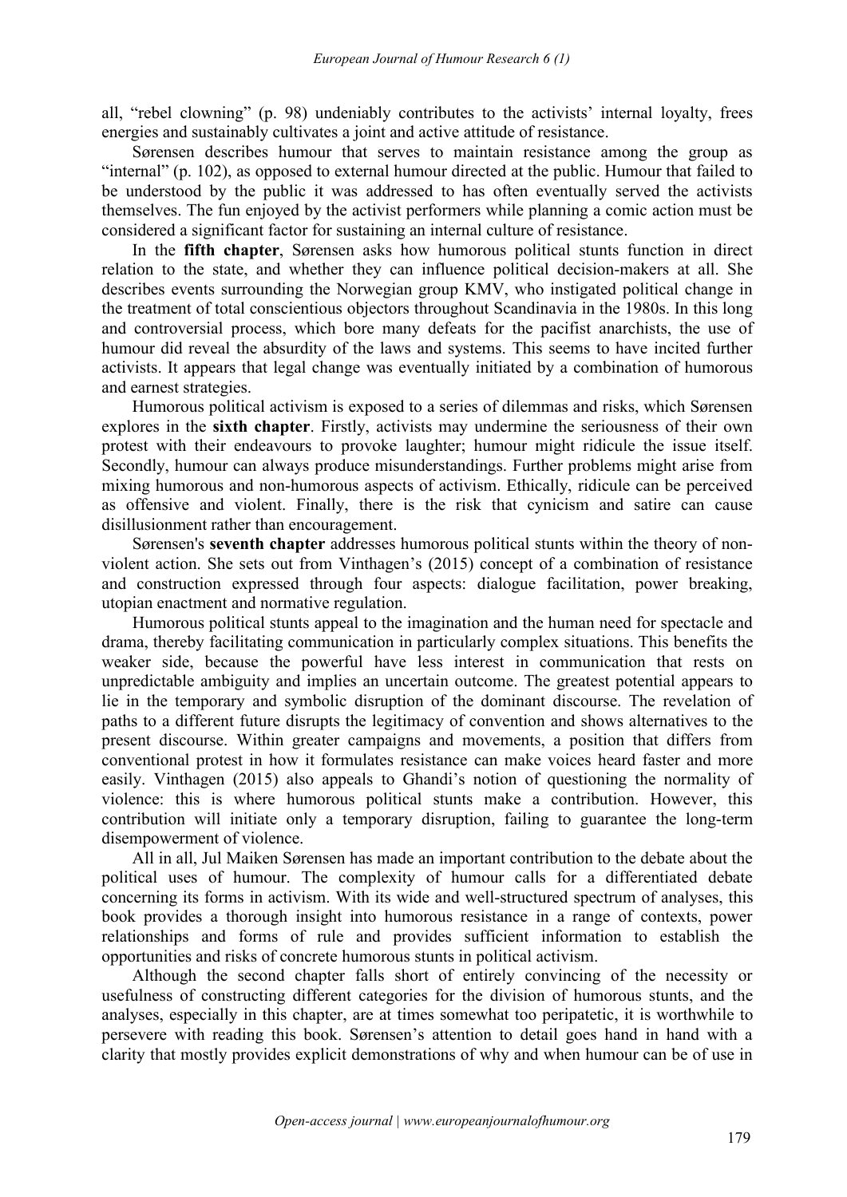all, “rebel clowning” (p. 98) undeniably contributes to the activists’ internal loyalty, frees energies and sustainably cultivates a joint and active attitude of resistance.

Sørensen describes humour that serves to maintain resistance among the group as “internal” (p. 102), as opposed to external humour directed at the public. Humour that failed to be understood by the public it was addressed to has often eventually served the activists themselves. The fun enjoyed by the activist performers while planning a comic action must be considered a significant factor for sustaining an internal culture of resistance.

In the **fifth chapter**, Sørensen asks how humorous political stunts function in direct relation to the state, and whether they can influence political decision-makers at all. She describes events surrounding the Norwegian group KMV, who instigated political change in the treatment of total conscientious objectors throughout Scandinavia in the 1980s. In this long and controversial process, which bore many defeats for the pacifist anarchists, the use of humour did reveal the absurdity of the laws and systems. This seems to have incited further activists. It appears that legal change was eventually initiated by a combination of humorous and earnest strategies.

Humorous political activism is exposed to a series of dilemmas and risks, which Sørensen explores in the **sixth chapter**. Firstly, activists may undermine the seriousness of their own protest with their endeavours to provoke laughter; humour might ridicule the issue itself. Secondly, humour can always produce misunderstandings. Further problems might arise from mixing humorous and non-humorous aspects of activism. Ethically, ridicule can be perceived as offensive and violent. Finally, there is the risk that cynicism and satire can cause disillusionment rather than encouragement.

Sørensen's **seventh chapter** addresses humorous political stunts within the theory of non-violent action. She sets out from Vinthagen’s (2015) concept of a combination of resistance and construction expressed through four aspects: dialogue facilitation, power breaking, utopian enactment and normative regulation.

Humorous political stunts appeal to the imagination and the human need for spectacle and drama, thereby facilitating communication in particularly complex situations. This benefits the weaker side, because the powerful have less interest in communication that rests on unpredictable ambiguity and implies an uncertain outcome. The greatest potential appears to lie in the temporary and symbolic disruption of the dominant discourse. The revelation of paths to a different future disrupts the legitimacy of convention and shows alternatives to the present discourse. Within greater campaigns and movements, a position that differs from conventional protest in how it formulates resistance can make voices heard faster and more easily. Vinthagen (2015) also appeals to Ghandi’s notion of questioning the normality of violence: this is where humorous political stunts make a contribution. However, this contribution will initiate only a temporary disruption, failing to guarantee the long-term disempowerment of violence.

All in all, Jul Maiken Sørensen has made an important contribution to the debate about the political uses of humour. The complexity of humour calls for a differentiated debate concerning its forms in activism. With its wide and well-structured spectrum of analyses, this book provides a thorough insight into humorous resistance in a range of contexts, power relationships and forms of rule and provides sufficient information to establish the opportunities and risks of concrete humorous stunts in political activism.

Although the second chapter falls short of entirely convincing of the necessity or usefulness of constructing different categories for the division of humorous stunts, and the analyses, especially in this chapter, are at times somewhat too peripatetic, it is worthwhile to persevere with reading this book. Sørensen’s attention to detail goes hand in hand with a clarity that mostly provides explicit demonstrations of why and when humour can be of use in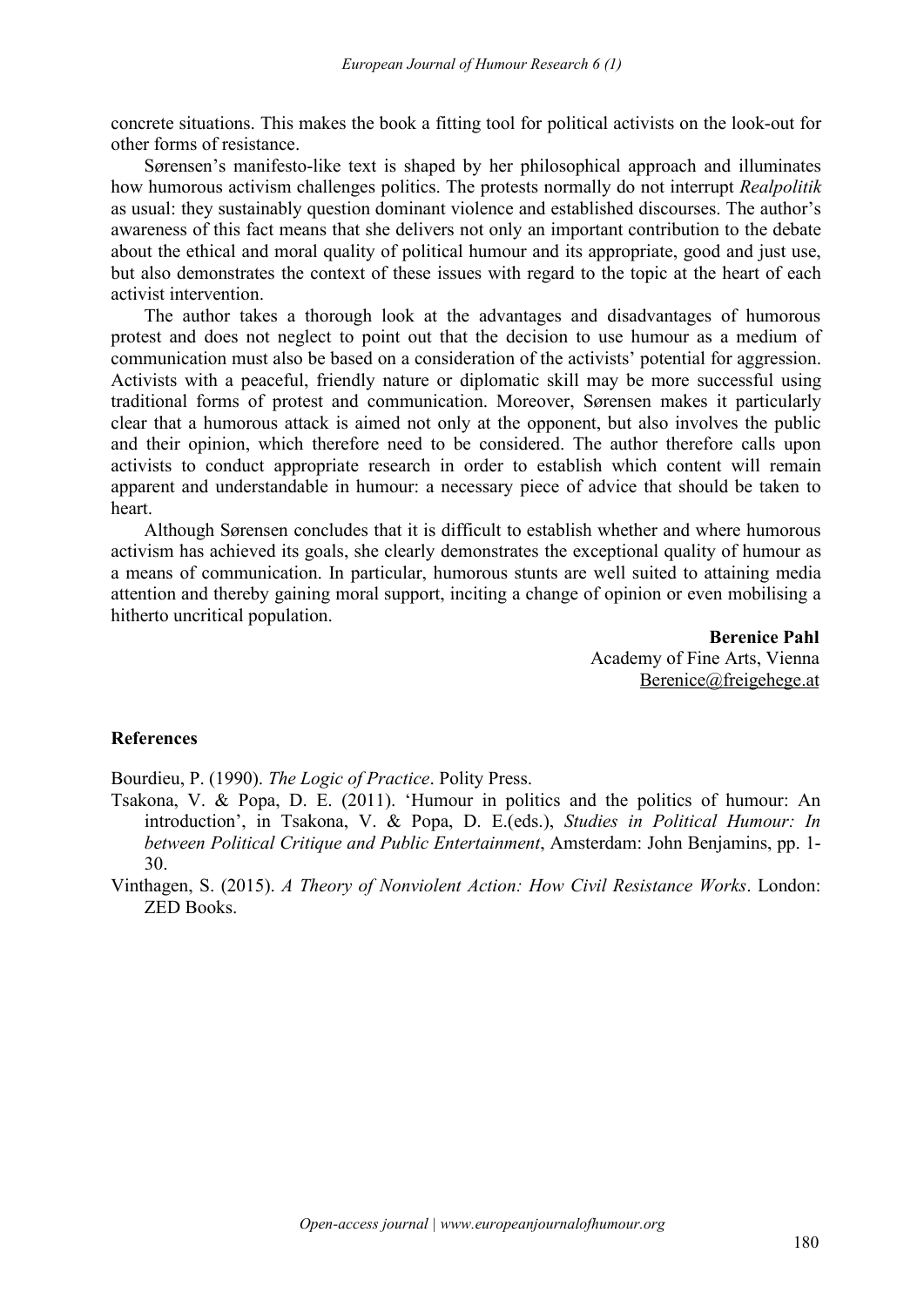concrete situations. This makes the book a fitting tool for political activists on the look-out for other forms of resistance.

Sørensen's manifesto-like text is shaped by her philosophical approach and illuminates how humorous activism challenges politics. The protests normally do not interrupt *Realpolitik* as usual: they sustainably question dominant violence and established discourses. The author's awareness of this fact means that she delivers not only an important contribution to the debate about the ethical and moral quality of political humour and its appropriate, good and just use, but also demonstrates the context of these issues with regard to the topic at the heart of each activist intervention.

The author takes a thorough look at the advantages and disadvantages of humorous protest and does not neglect to point out that the decision to use humour as a medium of communication must also be based on a consideration of the activists' potential for aggression. Activists with a peaceful, friendly nature or diplomatic skill may be more successful using traditional forms of protest and communication. Moreover, Sørensen makes it particularly clear that a humorous attack is aimed not only at the opponent, but also involves the public and their opinion, which therefore need to be considered. The author therefore calls upon activists to conduct appropriate research in order to establish which content will remain apparent and understandable in humour: a necessary piece of advice that should be taken to heart.

Although Sørensen concludes that it is difficult to establish whether and where humorous activism has achieved its goals, she clearly demonstrates the exceptional quality of humour as a means of communication. In particular, humorous stunts are well suited to attaining media attention and thereby gaining moral support, inciting a change of opinion or even mobilising a hitherto uncritical population.

**Berenice Pahl**
Academy of Fine Arts, Vienna
Berenice@freigehege.at

## References

Bourdieu, P. (1990). *The Logic of Practice*. Polity Press.

Tsakona, V. & Popa, D. E. (2011). 'Humour in politics and the politics of humour: An introduction', in Tsakona, V. & Popa, D. E.(eds.), *Studies in Political Humour: In between Political Critique and Public Entertainment*, Amsterdam: John Benjamins, pp. 1-30.

Vinthagen, S. (2015). *A Theory of Nonviolent Action: How Civil Resistance Works*. London: ZED Books.